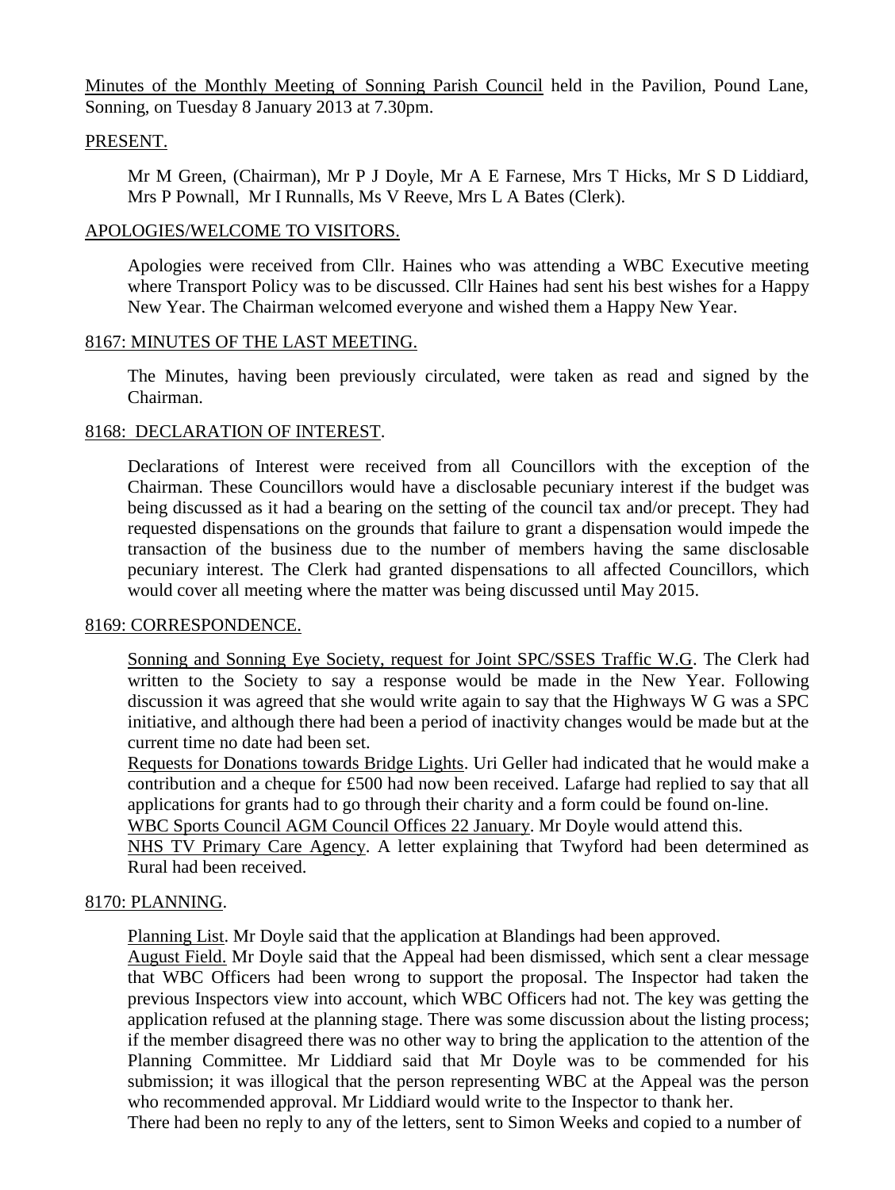Minutes of the Monthly Meeting of Sonning Parish Council held in the Pavilion, Pound Lane, Sonning, on Tuesday 8 January 2013 at 7.30pm.

## PRESENT.

Mr M Green, (Chairman), Mr P J Doyle, Mr A E Farnese, Mrs T Hicks, Mr S D Liddiard, Mrs P Pownall, Mr I Runnalls, Ms V Reeve, Mrs L A Bates (Clerk).

## APOLOGIES/WELCOME TO VISITORS.

Apologies were received from Cllr. Haines who was attending a WBC Executive meeting where Transport Policy was to be discussed. Cllr Haines had sent his best wishes for a Happy New Year. The Chairman welcomed everyone and wished them a Happy New Year.

## 8167: MINUTES OF THE LAST MEETING.

The Minutes, having been previously circulated, were taken as read and signed by the Chairman.

## 8168: DECLARATION OF INTEREST.

Declarations of Interest were received from all Councillors with the exception of the Chairman. These Councillors would have a disclosable pecuniary interest if the budget was being discussed as it had a bearing on the setting of the council tax and/or precept. They had requested dispensations on the grounds that failure to grant a dispensation would impede the transaction of the business due to the number of members having the same disclosable pecuniary interest. The Clerk had granted dispensations to all affected Councillors, which would cover all meeting where the matter was being discussed until May 2015.

## 8169: CORRESPONDENCE.

Sonning and Sonning Eye Society, request for Joint SPC/SSES Traffic W.G. The Clerk had written to the Society to say a response would be made in the New Year. Following discussion it was agreed that she would write again to say that the Highways W G was a SPC initiative, and although there had been a period of inactivity changes would be made but at the current time no date had been set.

Requests for Donations towards Bridge Lights. Uri Geller had indicated that he would make a contribution and a cheque for £500 had now been received. Lafarge had replied to say that all applications for grants had to go through their charity and a form could be found on-line.

WBC Sports Council AGM Council Offices 22 January. Mr Doyle would attend this.

NHS TV Primary Care Agency. A letter explaining that Twyford had been determined as Rural had been received.

## 8170: PLANNING.

Planning List. Mr Doyle said that the application at Blandings had been approved.

August Field. Mr Doyle said that the Appeal had been dismissed, which sent a clear message that WBC Officers had been wrong to support the proposal. The Inspector had taken the previous Inspectors view into account, which WBC Officers had not. The key was getting the application refused at the planning stage. There was some discussion about the listing process; if the member disagreed there was no other way to bring the application to the attention of the Planning Committee. Mr Liddiard said that Mr Doyle was to be commended for his submission; it was illogical that the person representing WBC at the Appeal was the person who recommended approval. Mr Liddiard would write to the Inspector to thank her.

There had been no reply to any of the letters, sent to Simon Weeks and copied to a number of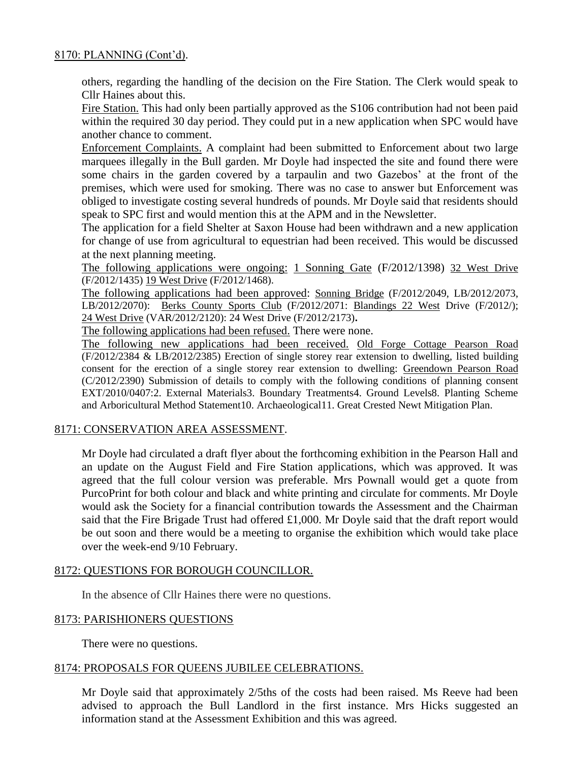## 8170: PLANNING (Cont'd).

others, regarding the handling of the decision on the Fire Station. The Clerk would speak to Cllr Haines about this.

Fire Station. This had only been partially approved as the S106 contribution had not been paid within the required 30 day period. They could put in a new application when SPC would have another chance to comment.

Enforcement Complaints. A complaint had been submitted to Enforcement about two large marquees illegally in the Bull garden. Mr Doyle had inspected the site and found there were some chairs in the garden covered by a tarpaulin and two Gazebos' at the front of the premises, which were used for smoking. There was no case to answer but Enforcement was obliged to investigate costing several hundreds of pounds. Mr Doyle said that residents should speak to SPC first and would mention this at the APM and in the Newsletter.

The application for a field Shelter at Saxon House had been withdrawn and a new application for change of use from agricultural to equestrian had been received. This would be discussed at the next planning meeting.

The following applications were ongoing: 1 Sonning Gate (F/2012/1398) 32 West Drive (F/2012/1435) 19 West Drive (F/2012/1468).

The following applications had been approved: Sonning Bridge (F/2012/2049, LB/2012/2073, LB/2012/2070): Berks County Sports Club (F/2012/2071: Blandings 22 West Drive (F/2012/); 24 West Drive (VAR/2012/2120): 24 West Drive (F/2012/2173).

The following applications had been refused. There were none.

The following new applications had been received. Old Forge Cottage Pearson Road (F/2012/2384 & LB/2012/2385) Erection of single storey rear extension to dwelling, listed building consent for the erection of a single storey rear extension to dwelling: Greendown Pearson Road (C/2012/2390) Submission of details to comply with the following conditions of planning consent EXT/2010/0407:2. External Materials3. Boundary Treatments4. Ground Levels8. Planting Scheme and Arboricultural Method Statement10. Archaeological11. Great Crested Newt Mitigation Plan.

## 8171: CONSERVATION AREA ASSESSMENT.

Mr Doyle had circulated a draft flyer about the forthcoming exhibition in the Pearson Hall and an update on the August Field and Fire Station applications, which was approved. It was agreed that the full colour version was preferable. Mrs Pownall would get a quote from PurcoPrint for both colour and black and white printing and circulate for comments. Mr Doyle would ask the Society for a financial contribution towards the Assessment and the Chairman said that the Fire Brigade Trust had offered £1,000. Mr Doyle said that the draft report would be out soon and there would be a meeting to organise the exhibition which would take place over the week-end 9/10 February.

## 8172: QUESTIONS FOR BOROUGH COUNCILLOR.

In the absence of Cllr Haines there were no questions.

## 8173: PARISHIONERS QUESTIONS

There were no questions.

## 8174: PROPOSALS FOR QUEENS JUBILEE CELEBRATIONS.

Mr Doyle said that approximately 2/5ths of the costs had been raised. Ms Reeve had been advised to approach the Bull Landlord in the first instance. Mrs Hicks suggested an information stand at the Assessment Exhibition and this was agreed.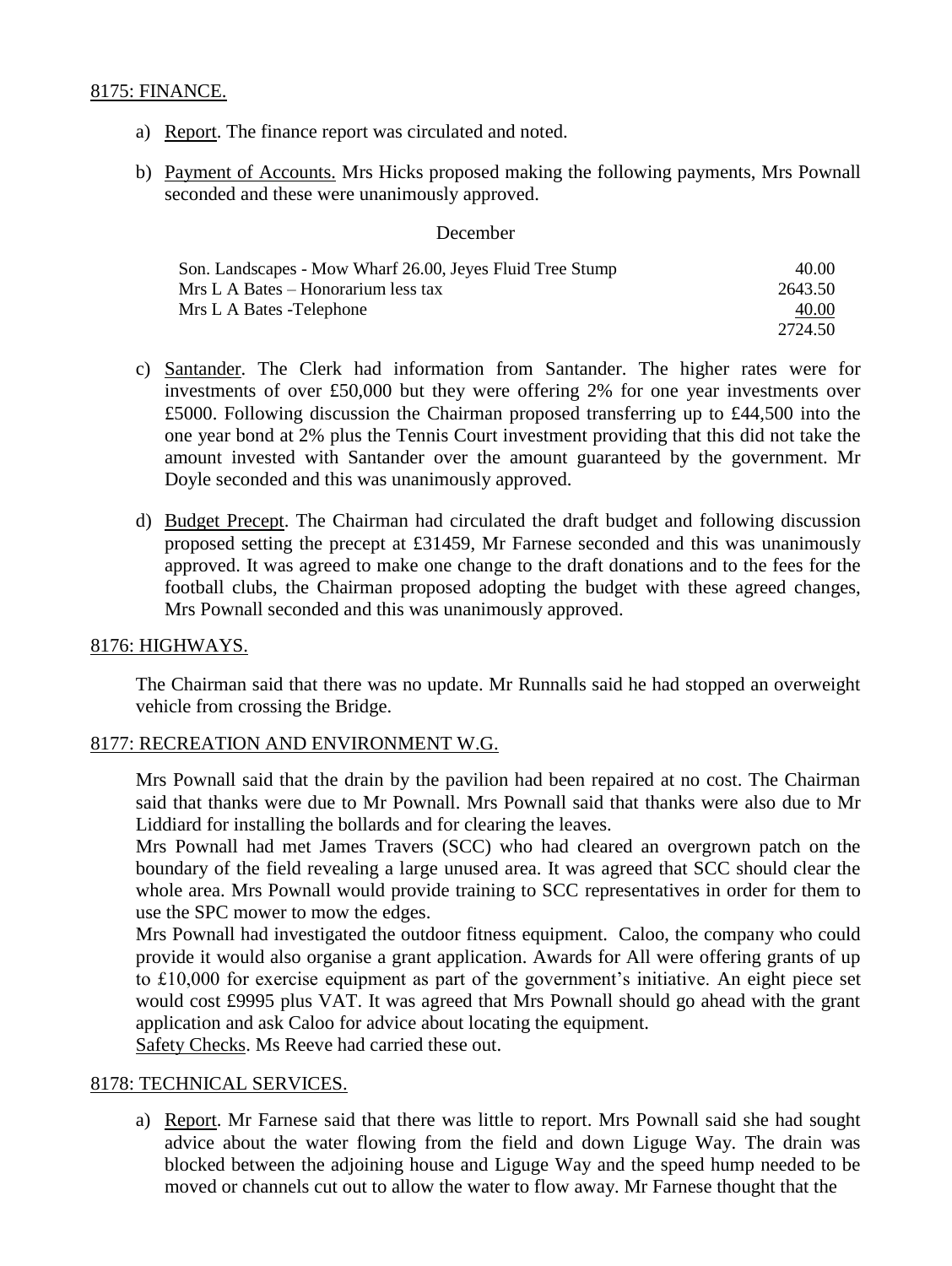## 8175: FINANCE.

a) Report. The finance report was circulated and noted.

b) Payment of Accounts. Mrs Hicks proposed making the following payments, Mrs Pownall seconded and these were unanimously approved.

December

| | |
|---|---|
| Son. Landscapes - Mow Wharf 26.00, Jeyes Fluid Tree Stump | 40.00 |
| Mrs L A Bates – Honorarium less tax | 2643.50 |
| Mrs L A Bates -Telephone | 40.00 |
| | 2724.50 |

c) Santander. The Clerk had information from Santander. The higher rates were for investments of over £50,000 but they were offering 2% for one year investments over £5000. Following discussion the Chairman proposed transferring up to £44,500 into the one year bond at 2% plus the Tennis Court investment providing that this did not take the amount invested with Santander over the amount guaranteed by the government. Mr Doyle seconded and this was unanimously approved.

d) Budget Precept. The Chairman had circulated the draft budget and following discussion proposed setting the precept at £31459, Mr Farnese seconded and this was unanimously approved. It was agreed to make one change to the draft donations and to the fees for the football clubs, the Chairman proposed adopting the budget with these agreed changes, Mrs Pownall seconded and this was unanimously approved.

## 8176: HIGHWAYS.

The Chairman said that there was no update. Mr Runnalls said he had stopped an overweight vehicle from crossing the Bridge.

## 8177: RECREATION AND ENVIRONMENT W.G.

Mrs Pownall said that the drain by the pavilion had been repaired at no cost. The Chairman said that thanks were due to Mr Pownall. Mrs Pownall said that thanks were also due to Mr Liddiard for installing the bollards and for clearing the leaves.

Mrs Pownall had met James Travers (SCC) who had cleared an overgrown patch on the boundary of the field revealing a large unused area. It was agreed that SCC should clear the whole area. Mrs Pownall would provide training to SCC representatives in order for them to use the SPC mower to mow the edges.

Mrs Pownall had investigated the outdoor fitness equipment. Caloo, the company who could provide it would also organise a grant application. Awards for All were offering grants of up to £10,000 for exercise equipment as part of the government's initiative. An eight piece set would cost £9995 plus VAT. It was agreed that Mrs Pownall should go ahead with the grant application and ask Caloo for advice about locating the equipment.

Safety Checks. Ms Reeve had carried these out.

## 8178: TECHNICAL SERVICES.

a) Report. Mr Farnese said that there was little to report. Mrs Pownall said she had sought advice about the water flowing from the field and down Liguge Way. The drain was blocked between the adjoining house and Liguge Way and the speed hump needed to be moved or channels cut out to allow the water to flow away. Mr Farnese thought that the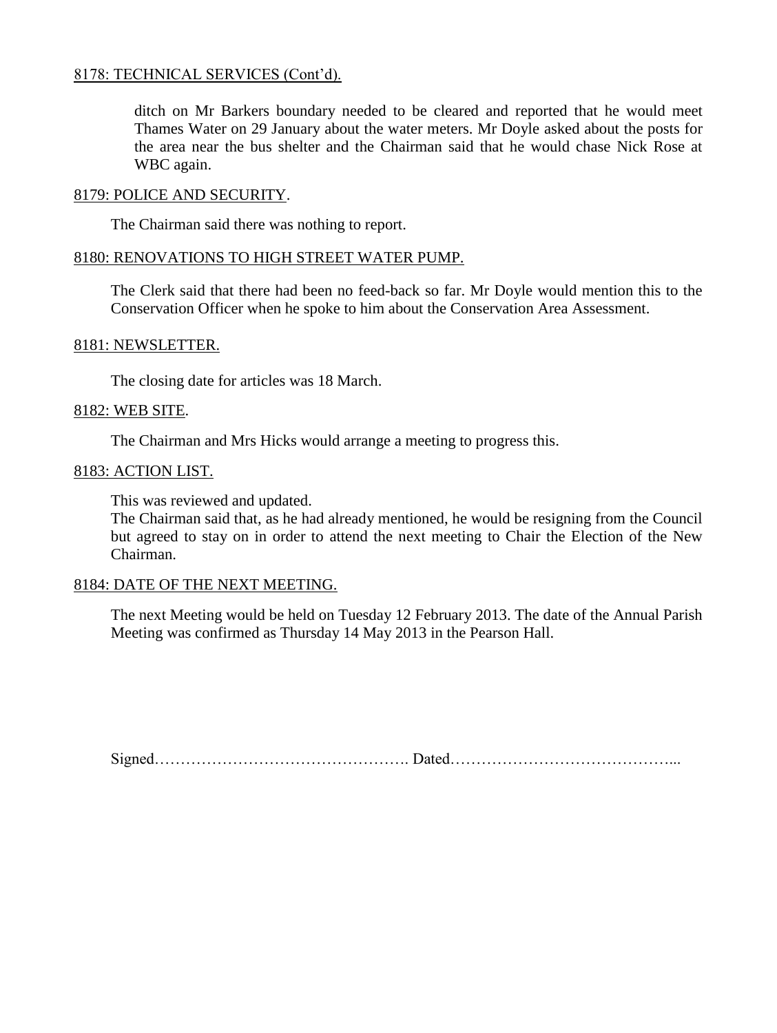8178: TECHNICAL SERVICES (Cont'd).

ditch on Mr Barkers boundary needed to be cleared and reported that he would meet Thames Water on 29 January about the water meters. Mr Doyle asked about the posts for the area near the bus shelter and the Chairman said that he would chase Nick Rose at WBC again.

8179: POLICE AND SECURITY.

The Chairman said there was nothing to report.

8180: RENOVATIONS TO HIGH STREET WATER PUMP.

The Clerk said that there had been no feed-back so far. Mr Doyle would mention this to the Conservation Officer when he spoke to him about the Conservation Area Assessment.

8181: NEWSLETTER.

The closing date for articles was 18 March.

8182: WEB SITE.

The Chairman and Mrs Hicks would arrange a meeting to progress this.

8183: ACTION LIST.

This was reviewed and updated.
The Chairman said that, as he had already mentioned, he would be resigning from the Council but agreed to stay on in order to attend the next meeting to Chair the Election of the New Chairman.

8184: DATE OF THE NEXT MEETING.

The next Meeting would be held on Tuesday 12 February 2013. The date of the Annual Parish Meeting was confirmed as Thursday 14 May 2013 in the Pearson Hall.

Signed…………………………………………. Dated……………………………………...